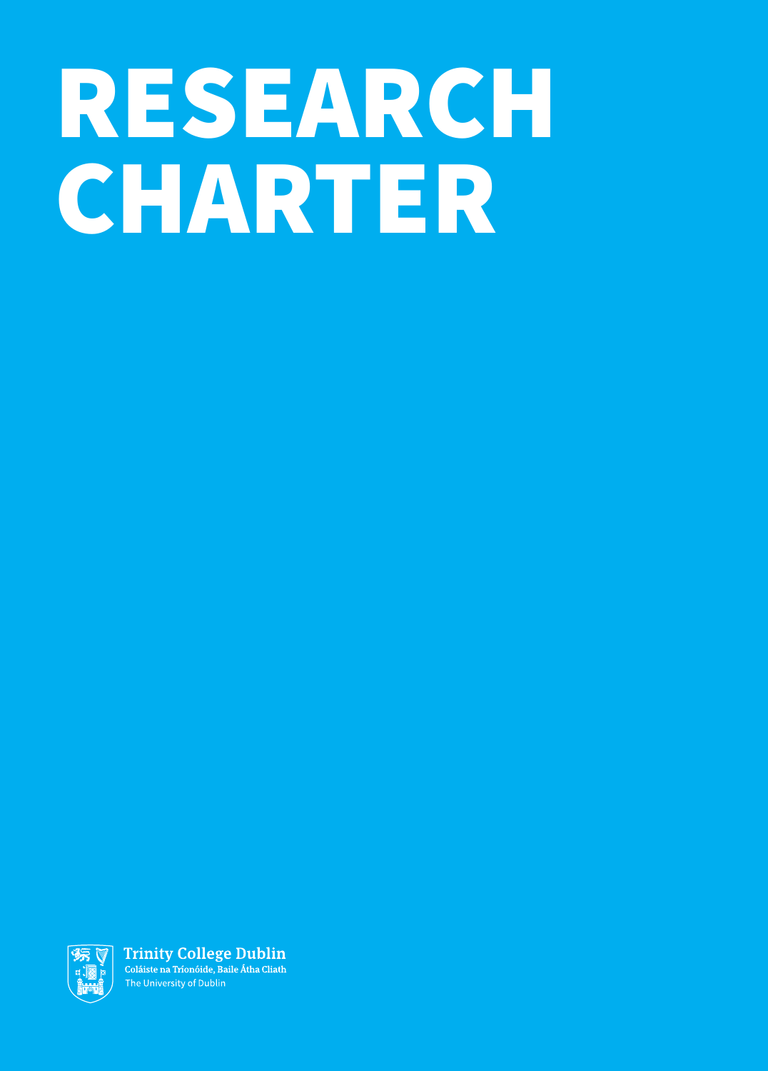# RESEARCH CHARTER

Trinity College Dublin
Coláiste na Tríonóide, Baile Átha Cliath
The University of Dublin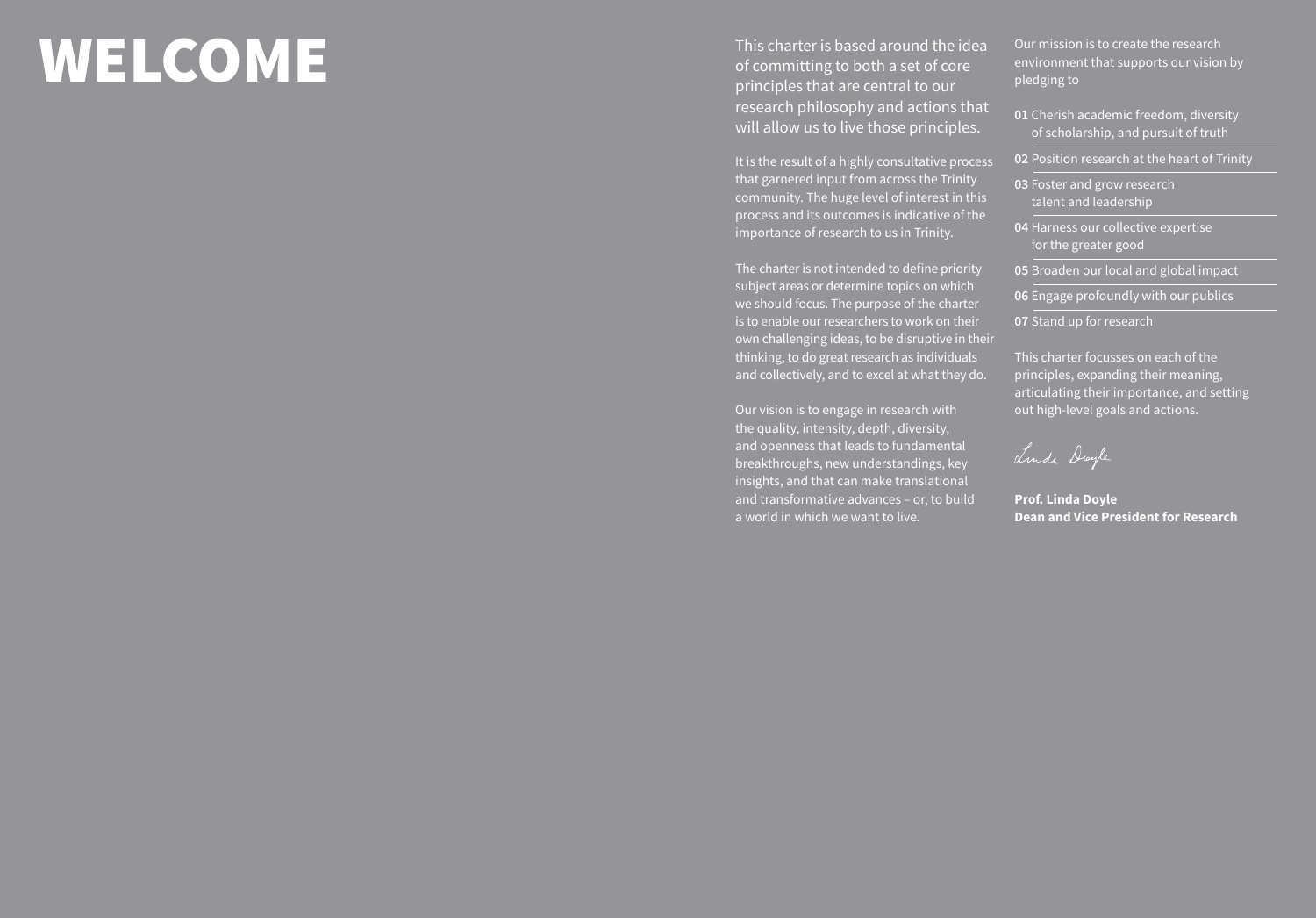# WELCOME

This charter is based around the idea of committing to both a set of core principles that are central to our research philosophy and actions that will allow us to live those principles.

It is the result of a highly consultative process that garnered input from across the Trinity community. The huge level of interest in this process and its outcomes is indicative of the importance of research to us in Trinity.

The charter is not intended to define priority subject areas or determine topics on which we should focus. The purpose of the charter is to enable our researchers to work on their own challenging ideas, to be disruptive in their thinking, to do great research as individuals and collectively, and to excel at what they do.

Our vision is to engage in research with the quality, intensity, depth, diversity, and openness that leads to fundamental breakthroughs, new understandings, key insights, and that can make translational and transformative advances – or, to build a world in which we want to live.

Our mission is to create the research environment that supports our vision by pledging to

**01** Cherish academic freedom, diversity of scholarship, and pursuit of truth

**02** Position research at the heart of Trinity

**03** Foster and grow research talent and leadership

**04** Harness our collective expertise for the greater good

**05** Broaden our local and global impact

**06** Engage profoundly with our publics

**07** Stand up for research

This charter focusses on each of the principles, expanding their meaning, articulating their importance, and setting out high-level goals and actions.

Linda Doyle

**Prof. Linda Doyle**
**Dean and Vice President for Research**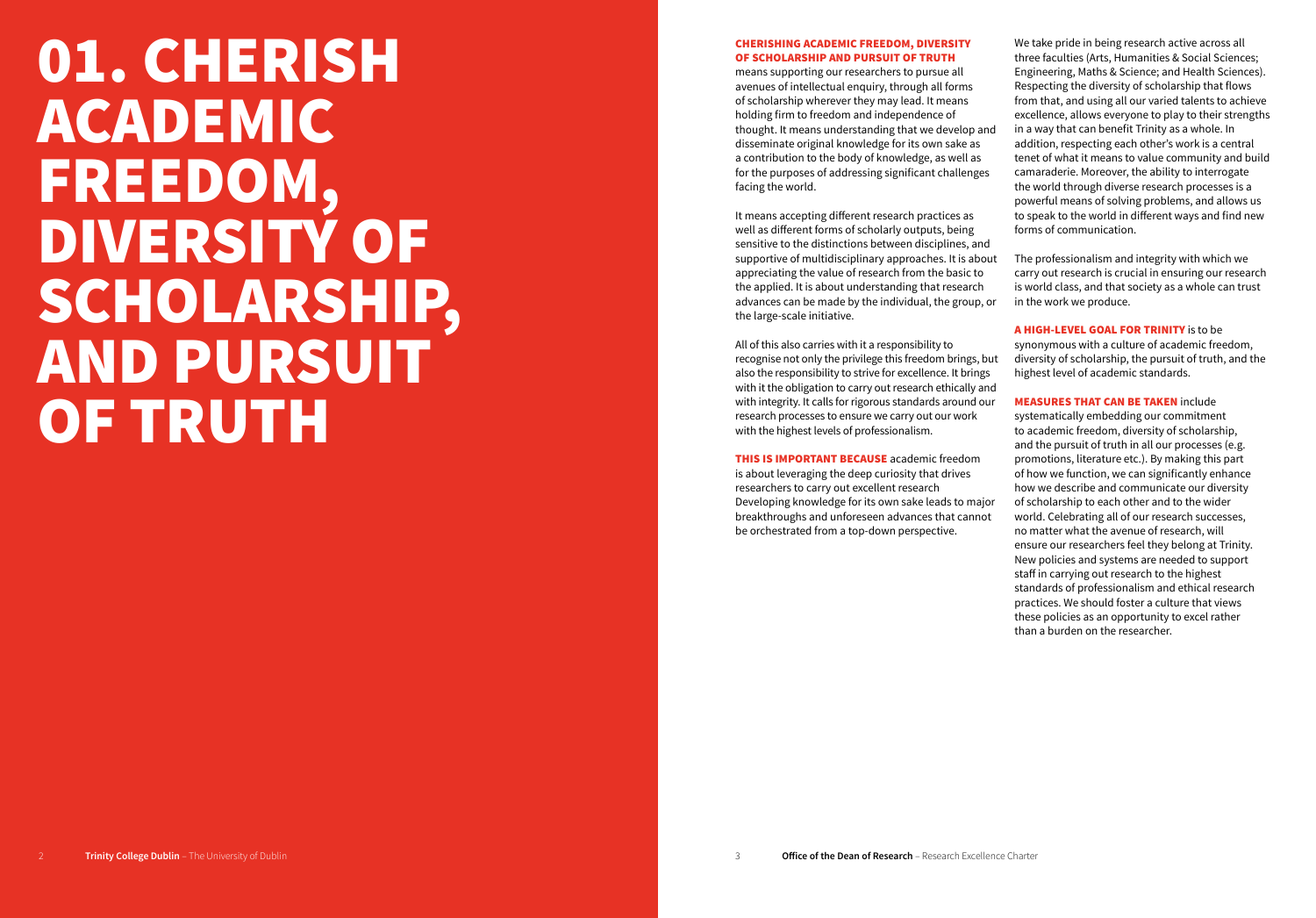# 01. CHERISH ACADEMIC FREEDOM, DIVERSITY OF SCHOLARSHIP, AND PURSUIT OF TRUTH

**CHERISHING ACADEMIC FREEDOM, DIVERSITY OF SCHOLARSHIP AND PURSUIT OF TRUTH** means supporting our researchers to pursue all avenues of intellectual enquiry, through all forms of scholarship wherever they may lead. It means holding firm to freedom and independence of thought. It means understanding that we develop and disseminate original knowledge for its own sake as a contribution to the body of knowledge, as well as for the purposes of addressing significant challenges facing the world.

It means accepting different research practices as well as different forms of scholarly outputs, being sensitive to the distinctions between disciplines, and supportive of multidisciplinary approaches. It is about appreciating the value of research from the basic to the applied. It is about understanding that research advances can be made by the individual, the group, or the large-scale initiative.

All of this also carries with it a responsibility to recognise not only the privilege this freedom brings, but also the responsibility to strive for excellence. It brings with it the obligation to carry out research ethically and with integrity. It calls for rigorous standards around our research processes to ensure we carry out our work with the highest levels of professionalism.

**THIS IS IMPORTANT BECAUSE** academic freedom is about leveraging the deep curiosity that drives researchers to carry out excellent research Developing knowledge for its own sake leads to major breakthroughs and unforeseen advances that cannot be orchestrated from a top-down perspective.

We take pride in being research active across all three faculties (Arts, Humanities & Social Sciences; Engineering, Maths & Science; and Health Sciences). Respecting the diversity of scholarship that flows from that, and using all our varied talents to achieve excellence, allows everyone to play to their strengths in a way that can benefit Trinity as a whole. In addition, respecting each other's work is a central tenet of what it means to value community and build camaraderie. Moreover, the ability to interrogate the world through diverse research processes is a powerful means of solving problems, and allows us to speak to the world in different ways and find new forms of communication.

The professionalism and integrity with which we carry out research is crucial in ensuring our research is world class, and that society as a whole can trust in the work we produce.

**A HIGH-LEVEL GOAL FOR TRINITY** is to be synonymous with a culture of academic freedom, diversity of scholarship, the pursuit of truth, and the highest level of academic standards.

**MEASURES THAT CAN BE TAKEN** include systematically embedding our commitment to academic freedom, diversity of scholarship, and the pursuit of truth in all our processes (e.g. promotions, literature etc.). By making this part of how we function, we can significantly enhance how we describe and communicate our diversity of scholarship to each other and to the wider world. Celebrating all of our research successes, no matter what the avenue of research, will ensure our researchers feel they belong at Trinity. New policies and systems are needed to support staff in carrying out research to the highest standards of professionalism and ethical research practices. We should foster a culture that views these policies as an opportunity to excel rather than a burden on the researcher.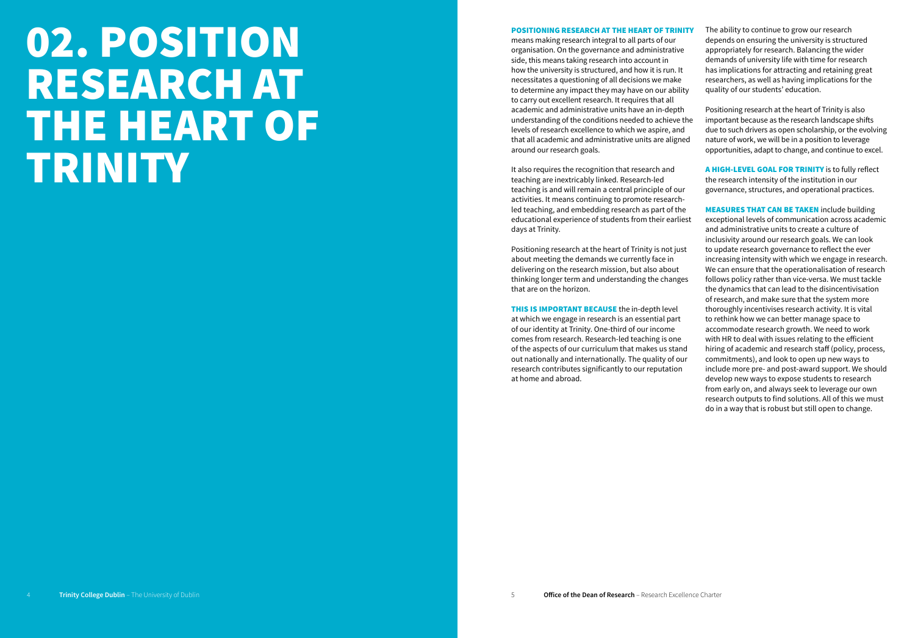# 02. POSITION RESEARCH AT THE HEART OF TRINITY

**POSITIONING RESEARCH AT THE HEART OF TRINITY** means making research integral to all parts of our organisation. On the governance and administrative side, this means taking research into account in how the university is structured, and how it is run. It necessitates a questioning of all decisions we make to determine any impact they may have on our ability to carry out excellent research. It requires that all academic and administrative units have an in-depth understanding of the conditions needed to achieve the levels of research excellence to which we aspire, and that all academic and administrative units are aligned around our research goals.

It also requires the recognition that research and teaching are inextricably linked. Research-led teaching is and will remain a central principle of our activities. It means continuing to promote research-led teaching, and embedding research as part of the educational experience of students from their earliest days at Trinity.

Positioning research at the heart of Trinity is not just about meeting the demands we currently face in delivering on the research mission, but also about thinking longer term and understanding the changes that are on the horizon.

**THIS IS IMPORTANT BECAUSE** the in-depth level at which we engage in research is an essential part of our identity at Trinity. One-third of our income comes from research. Research-led teaching is one of the aspects of our curriculum that makes us stand out nationally and internationally. The quality of our research contributes significantly to our reputation at home and abroad.

The ability to continue to grow our research depends on ensuring the university is structured appropriately for research. Balancing the wider demands of university life with time for research has implications for attracting and retaining great researchers, as well as having implications for the quality of our students' education.

Positioning research at the heart of Trinity is also important because as the research landscape shifts due to such drivers as open scholarship, or the evolving nature of work, we will be in a position to leverage opportunities, adapt to change, and continue to excel.

**A HIGH-LEVEL GOAL FOR TRINITY** is to fully reflect the research intensity of the institution in our governance, structures, and operational practices.

**MEASURES THAT CAN BE TAKEN** include building exceptional levels of communication across academic and administrative units to create a culture of inclusivity around our research goals. We can look to update research governance to reflect the ever increasing intensity with which we engage in research. We can ensure that the operationalisation of research follows policy rather than vice-versa. We must tackle the dynamics that can lead to the disincentivisation of research, and make sure that the system more thoroughly incentivises research activity. It is vital to rethink how we can better manage space to accommodate research growth. We need to work with HR to deal with issues relating to the efficient hiring of academic and research staff (policy, process, commitments), and look to open up new ways to include more pre- and post-award support. We should develop new ways to expose students to research from early on, and always seek to leverage our own research outputs to find solutions. All of this we must do in a way that is robust but still open to change.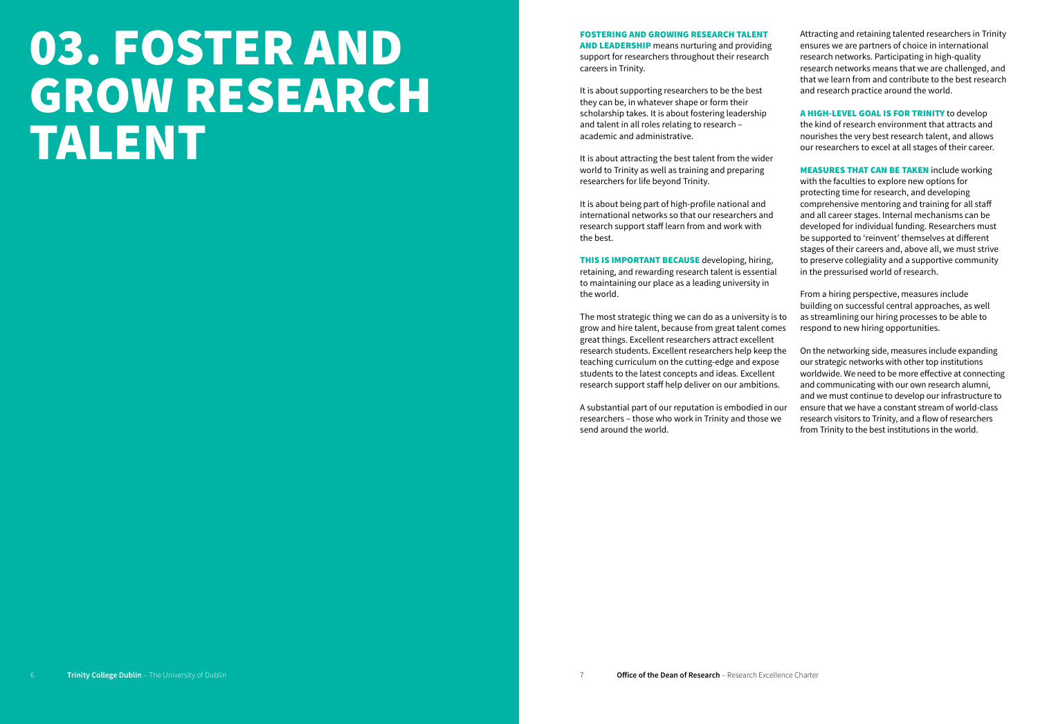# 03. FOSTER AND GROW RESEARCH TALENT

**FOSTERING AND GROWING RESEARCH TALENT AND LEADERSHIP** means nurturing and providing support for researchers throughout their research careers in Trinity.

It is about supporting researchers to be the best they can be, in whatever shape or form their scholarship takes. It is about fostering leadership and talent in all roles relating to research – academic and administrative.

It is about attracting the best talent from the wider world to Trinity as well as training and preparing researchers for life beyond Trinity.

It is about being part of high-profile national and international networks so that our researchers and research support staff learn from and work with the best.

**THIS IS IMPORTANT BECAUSE** developing, hiring, retaining, and rewarding research talent is essential to maintaining our place as a leading university in the world.

The most strategic thing we can do as a university is to grow and hire talent, because from great talent comes great things. Excellent researchers attract excellent research students. Excellent researchers help keep the teaching curriculum on the cutting-edge and expose students to the latest concepts and ideas. Excellent research support staff help deliver on our ambitions.

A substantial part of our reputation is embodied in our researchers – those who work in Trinity and those we send around the world.

Attracting and retaining talented researchers in Trinity ensures we are partners of choice in international research networks. Participating in high-quality research networks means that we are challenged, and that we learn from and contribute to the best research and research practice around the world.

**A HIGH-LEVEL GOAL IS FOR TRINITY** to develop the kind of research environment that attracts and nourishes the very best research talent, and allows our researchers to excel at all stages of their career.

**MEASURES THAT CAN BE TAKEN** include working with the faculties to explore new options for protecting time for research, and developing comprehensive mentoring and training for all staff and all career stages. Internal mechanisms can be developed for individual funding. Researchers must be supported to 'reinvent' themselves at different stages of their careers and, above all, we must strive to preserve collegiality and a supportive community in the pressurised world of research.

From a hiring perspective, measures include building on successful central approaches, as well as streamlining our hiring processes to be able to respond to new hiring opportunities.

On the networking side, measures include expanding our strategic networks with other top institutions worldwide. We need to be more effective at connecting and communicating with our own research alumni, and we must continue to develop our infrastructure to ensure that we have a constant stream of world-class research visitors to Trinity, and a flow of researchers from Trinity to the best institutions in the world.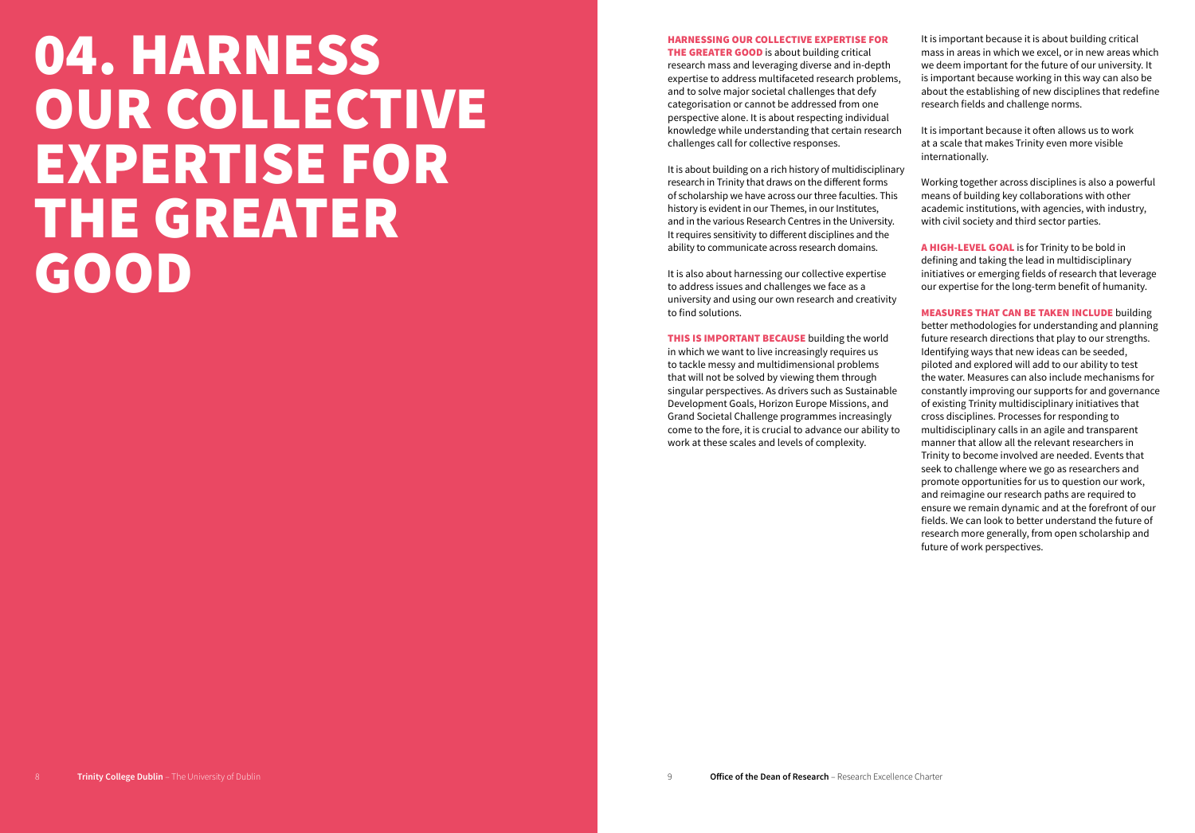# 04. HARNESS OUR COLLECTIVE EXPERTISE FOR THE GREATER GOOD

**HARNESSING OUR COLLECTIVE EXPERTISE FOR THE GREATER GOOD** is about building critical research mass and leveraging diverse and in-depth expertise to address multifaceted research problems, and to solve major societal challenges that defy categorisation or cannot be addressed from one perspective alone. It is about respecting individual knowledge while understanding that certain research challenges call for collective responses.

It is about building on a rich history of multidisciplinary research in Trinity that draws on the different forms of scholarship we have across our three faculties. This history is evident in our Themes, in our Institutes, and in the various Research Centres in the University. It requires sensitivity to different disciplines and the ability to communicate across research domains.

It is also about harnessing our collective expertise to address issues and challenges we face as a university and using our own research and creativity to find solutions.

**THIS IS IMPORTANT BECAUSE** building the world in which we want to live increasingly requires us to tackle messy and multidimensional problems that will not be solved by viewing them through singular perspectives. As drivers such as Sustainable Development Goals, Horizon Europe Missions, and Grand Societal Challenge programmes increasingly come to the fore, it is crucial to advance our ability to work at these scales and levels of complexity.

It is important because it is about building critical mass in areas in which we excel, or in new areas which we deem important for the future of our university. It is important because working in this way can also be about the establishing of new disciplines that redefine research fields and challenge norms.

It is important because it often allows us to work at a scale that makes Trinity even more visible internationally.

Working together across disciplines is also a powerful means of building key collaborations with other academic institutions, with agencies, with industry, with civil society and third sector parties.

**A HIGH-LEVEL GOAL** is for Trinity to be bold in defining and taking the lead in multidisciplinary initiatives or emerging fields of research that leverage our expertise for the long-term benefit of humanity.

**MEASURES THAT CAN BE TAKEN INCLUDE** building better methodologies for understanding and planning future research directions that play to our strengths. Identifying ways that new ideas can be seeded, piloted and explored will add to our ability to test the water. Measures can also include mechanisms for constantly improving our supports for and governance of existing Trinity multidisciplinary initiatives that cross disciplines. Processes for responding to multidisciplinary calls in an agile and transparent manner that allow all the relevant researchers in Trinity to become involved are needed. Events that seek to challenge where we go as researchers and promote opportunities for us to question our work, and reimagine our research paths are required to ensure we remain dynamic and at the forefront of our fields. We can look to better understand the future of research more generally, from open scholarship and future of work perspectives.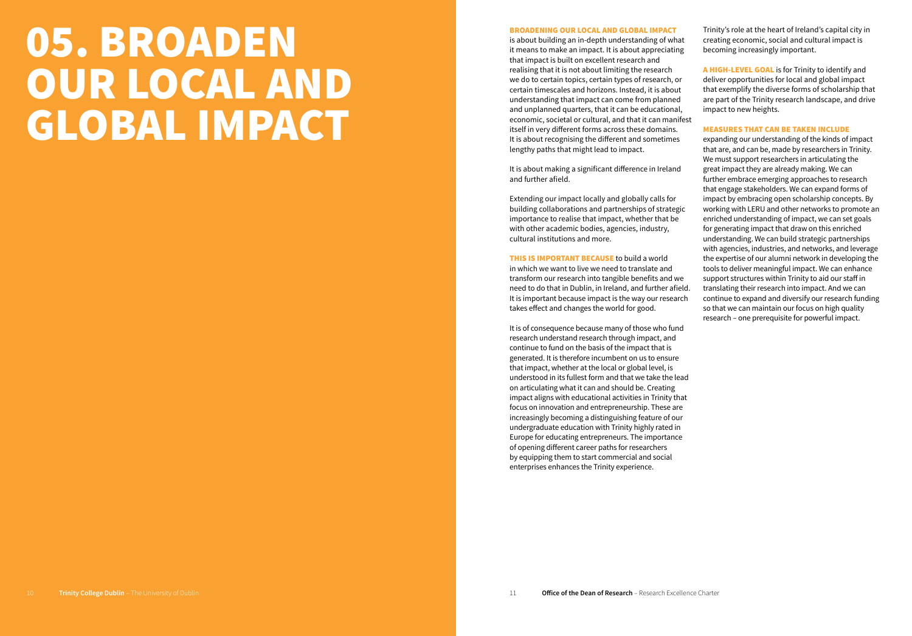# 05. BROADEN OUR LOCAL AND GLOBAL IMPACT

**BROADENING OUR LOCAL AND GLOBAL IMPACT** is about building an in-depth understanding of what it means to make an impact. It is about appreciating that impact is built on excellent research and realising that it is not about limiting the research we do to certain topics, certain types of research, or certain timescales and horizons. Instead, it is about understanding that impact can come from planned and unplanned quarters, that it can be educational, economic, societal or cultural, and that it can manifest itself in very different forms across these domains. It is about recognising the different and sometimes lengthy paths that might lead to impact.

It is about making a significant difference in Ireland and further afield.

Extending our impact locally and globally calls for building collaborations and partnerships of strategic importance to realise that impact, whether that be with other academic bodies, agencies, industry, cultural institutions and more.

**THIS IS IMPORTANT BECAUSE** to build a world in which we want to live we need to translate and transform our research into tangible benefits and we need to do that in Dublin, in Ireland, and further afield. It is important because impact is the way our research takes effect and changes the world for good.

It is of consequence because many of those who fund research understand research through impact, and continue to fund on the basis of the impact that is generated. It is therefore incumbent on us to ensure that impact, whether at the local or global level, is understood in its fullest form and that we take the lead on articulating what it can and should be. Creating impact aligns with educational activities in Trinity that focus on innovation and entrepreneurship. These are increasingly becoming a distinguishing feature of our undergraduate education with Trinity highly rated in Europe for educating entrepreneurs. The importance of opening different career paths for researchers by equipping them to start commercial and social enterprises enhances the Trinity experience.

Trinity's role at the heart of Ireland's capital city in creating economic, social and cultural impact is becoming increasingly important.

**A HIGH-LEVEL GOAL** is for Trinity to identify and deliver opportunities for local and global impact that exemplify the diverse forms of scholarship that are part of the Trinity research landscape, and drive impact to new heights.

**MEASURES THAT CAN BE TAKEN INCLUDE** expanding our understanding of the kinds of impact that are, and can be, made by researchers in Trinity. We must support researchers in articulating the great impact they are already making. We can further embrace emerging approaches to research that engage stakeholders. We can expand forms of impact by embracing open scholarship concepts. By working with LERU and other networks to promote an enriched understanding of impact, we can set goals for generating impact that draw on this enriched understanding. We can build strategic partnerships with agencies, industries, and networks, and leverage the expertise of our alumni network in developing the tools to deliver meaningful impact. We can enhance support structures within Trinity to aid our staff in translating their research into impact. And we can continue to expand and diversify our research funding so that we can maintain our focus on high quality research – one prerequisite for powerful impact.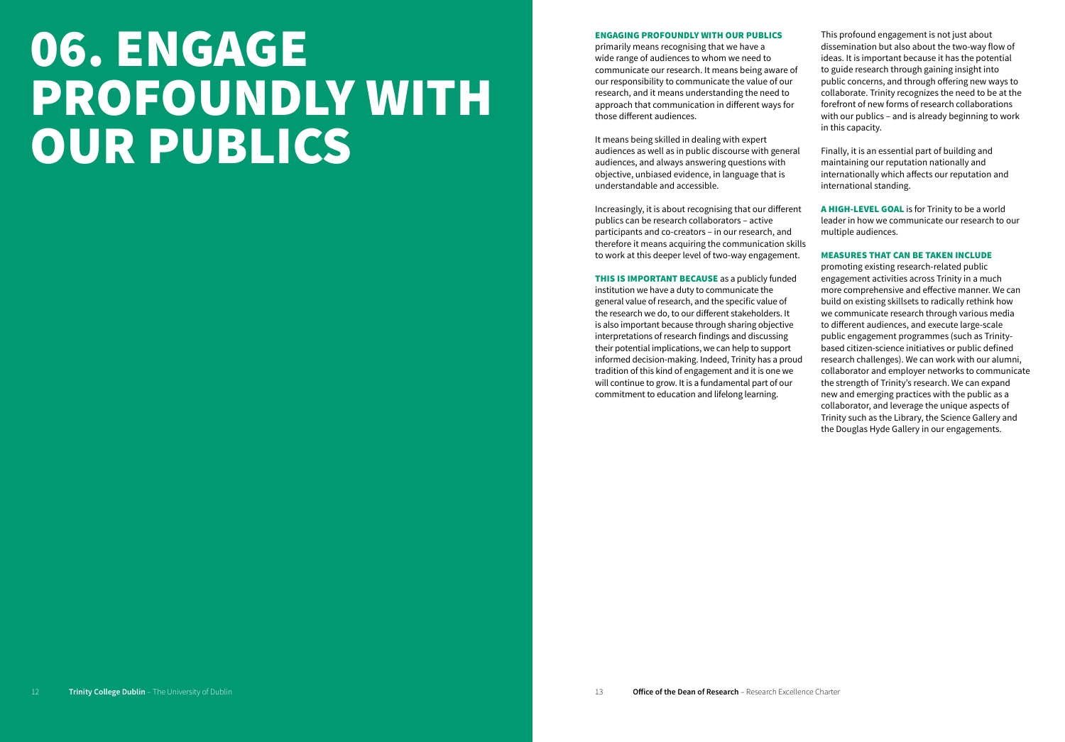# 06. ENGAGE PROFOUNDLY WITH OUR PUBLICS

**ENGAGING PROFOUNDLY WITH OUR PUBLICS** primarily means recognising that we have a wide range of audiences to whom we need to communicate our research. It means being aware of our responsibility to communicate the value of our research, and it means understanding the need to approach that communication in different ways for those different audiences.

It means being skilled in dealing with expert audiences as well as in public discourse with general audiences, and always answering questions with objective, unbiased evidence, in language that is understandable and accessible.

Increasingly, it is about recognising that our different publics can be research collaborators – active participants and co-creators – in our research, and therefore it means acquiring the communication skills to work at this deeper level of two-way engagement.

**THIS IS IMPORTANT BECAUSE** as a publicly funded institution we have a duty to communicate the general value of research, and the specific value of the research we do, to our different stakeholders. It is also important because through sharing objective interpretations of research findings and discussing their potential implications, we can help to support informed decision-making. Indeed, Trinity has a proud tradition of this kind of engagement and it is one we will continue to grow. It is a fundamental part of our commitment to education and lifelong learning.

This profound engagement is not just about dissemination but also about the two-way flow of ideas. It is important because it has the potential to guide research through gaining insight into public concerns, and through offering new ways to collaborate. Trinity recognizes the need to be at the forefront of new forms of research collaborations with our publics – and is already beginning to work in this capacity.

Finally, it is an essential part of building and maintaining our reputation nationally and internationally which affects our reputation and international standing.

**A HIGH-LEVEL GOAL** is for Trinity to be a world leader in how we communicate our research to our multiple audiences.

**MEASURES THAT CAN BE TAKEN INCLUDE** promoting existing research-related public engagement activities across Trinity in a much more comprehensive and effective manner. We can build on existing skillsets to radically rethink how we communicate research through various media to different audiences, and execute large-scale public engagement programmes (such as Trinity-based citizen-science initiatives or public defined research challenges). We can work with our alumni, collaborator and employer networks to communicate the strength of Trinity's research. We can expand new and emerging practices with the public as a collaborator, and leverage the unique aspects of Trinity such as the Library, the Science Gallery and the Douglas Hyde Gallery in our engagements.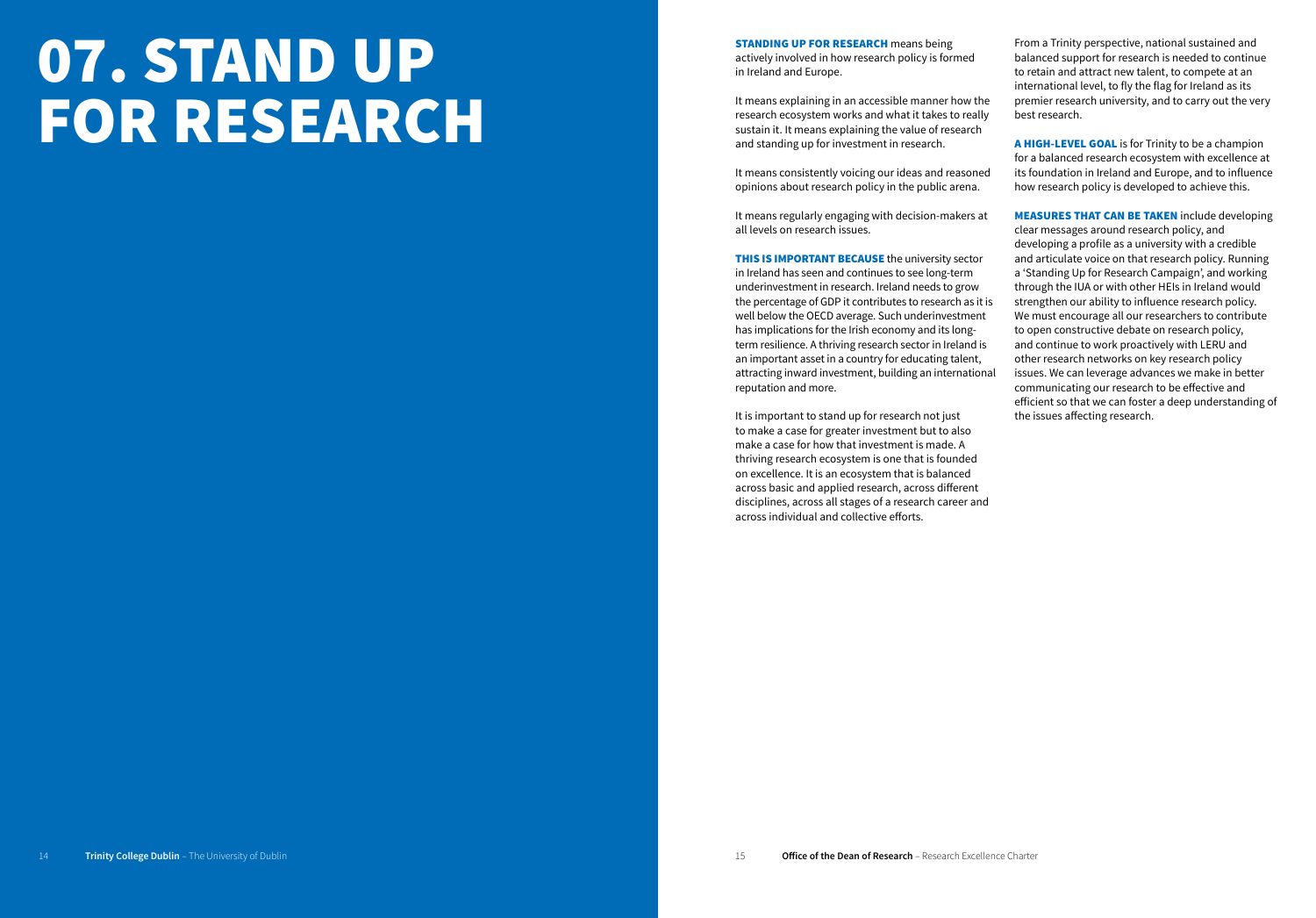# 07. STAND UP FOR RESEARCH

**STANDING UP FOR RESEARCH** means being actively involved in how research policy is formed in Ireland and Europe.

It means explaining in an accessible manner how the research ecosystem works and what it takes to really sustain it. It means explaining the value of research and standing up for investment in research.

It means consistently voicing our ideas and reasoned opinions about research policy in the public arena.

It means regularly engaging with decision-makers at all levels on research issues.

**THIS IS IMPORTANT BECAUSE** the university sector in Ireland has seen and continues to see long-term underinvestment in research. Ireland needs to grow the percentage of GDP it contributes to research as it is well below the OECD average. Such underinvestment has implications for the Irish economy and its long-term resilience. A thriving research sector in Ireland is an important asset in a country for educating talent, attracting inward investment, building an international reputation and more.

It is important to stand up for research not just to make a case for greater investment but to also make a case for how that investment is made. A thriving research ecosystem is one that is founded on excellence. It is an ecosystem that is balanced across basic and applied research, across different disciplines, across all stages of a research career and across individual and collective efforts.

From a Trinity perspective, national sustained and balanced support for research is needed to continue to retain and attract new talent, to compete at an international level, to fly the flag for Ireland as its premier research university, and to carry out the very best research.

**A HIGH-LEVEL GOAL** is for Trinity to be a champion for a balanced research ecosystem with excellence at its foundation in Ireland and Europe, and to influence how research policy is developed to achieve this.

**MEASURES THAT CAN BE TAKEN** include developing clear messages around research policy, and developing a profile as a university with a credible and articulate voice on that research policy. Running a 'Standing Up for Research Campaign', and working through the IUA or with other HEIs in Ireland would strengthen our ability to influence research policy. We must encourage all our researchers to contribute to open constructive debate on research policy, and continue to work proactively with LERU and other research networks on key research policy issues. We can leverage advances we make in better communicating our research to be effective and efficient so that we can foster a deep understanding of the issues affecting research.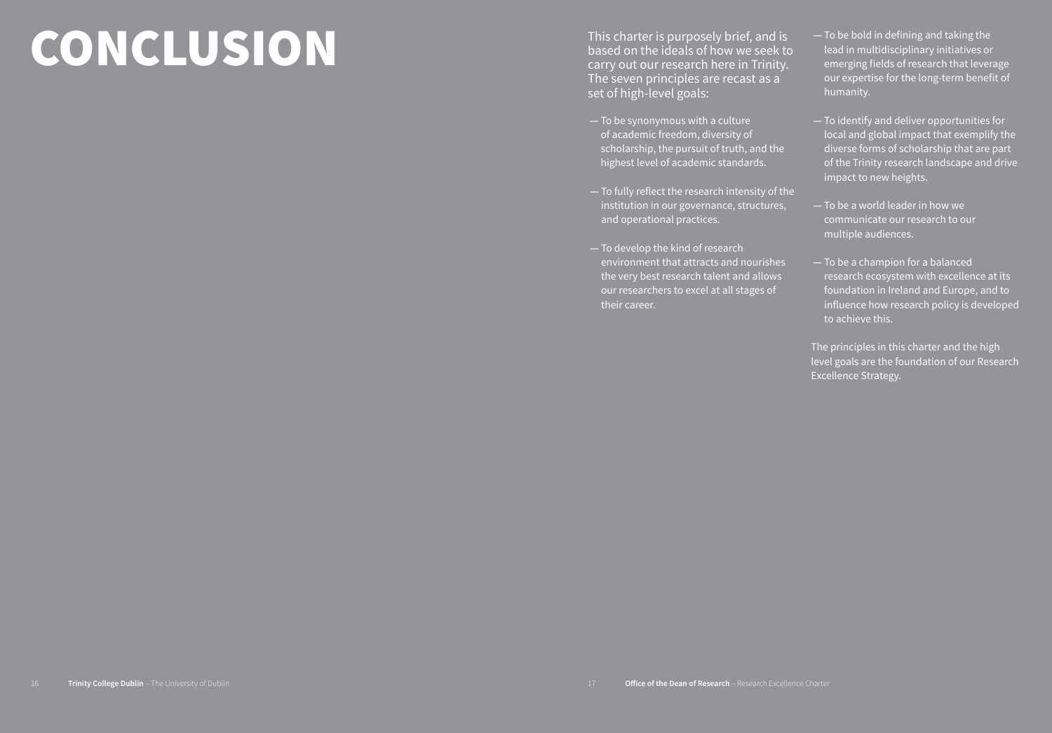# CONCLUSION

This charter is purposely brief, and is based on the ideals of how we seek to carry out our research here in Trinity. The seven principles are recast as a set of high-level goals:

- To be synonymous with a culture of academic freedom, diversity of scholarship, the pursuit of truth, and the highest level of academic standards.
- To fully reflect the research intensity of the institution in our governance, structures, and operational practices.
- To develop the kind of research environment that attracts and nourishes the very best research talent and allows our researchers to excel at all stages of their career.
- To be bold in defining and taking the lead in multidisciplinary initiatives or emerging fields of research that leverage our expertise for the long-term benefit of humanity.
- To identify and deliver opportunities for local and global impact that exemplify the diverse forms of scholarship that are part of the Trinity research landscape and drive impact to new heights.
- To be a world leader in how we communicate our research to our multiple audiences.
- To be a champion for a balanced research ecosystem with excellence at its foundation in Ireland and Europe, and to influence how research policy is developed to achieve this.

The principles in this charter and the high level goals are the foundation of our Research Excellence Strategy.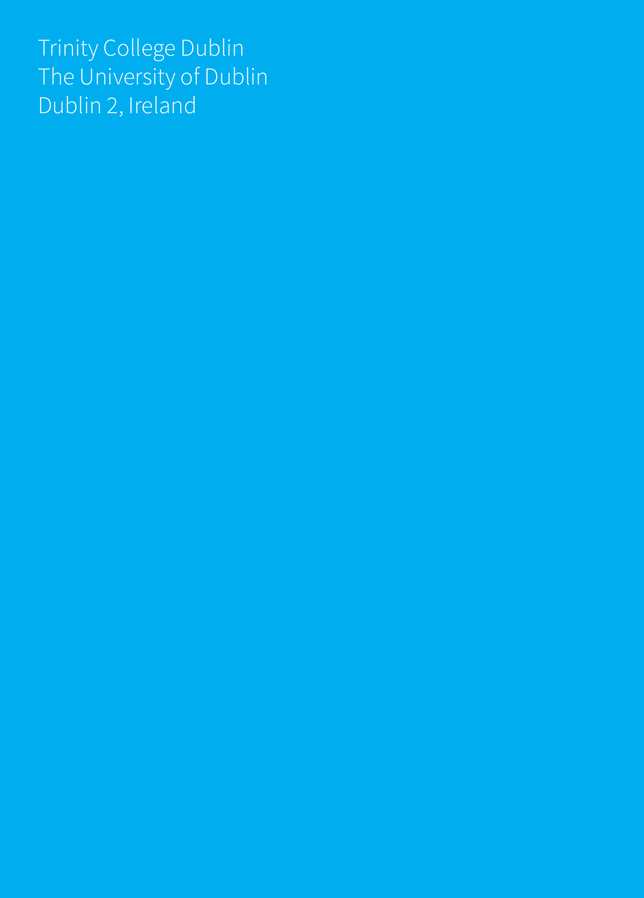Trinity College Dublin
The University of Dublin
Dublin 2, Ireland